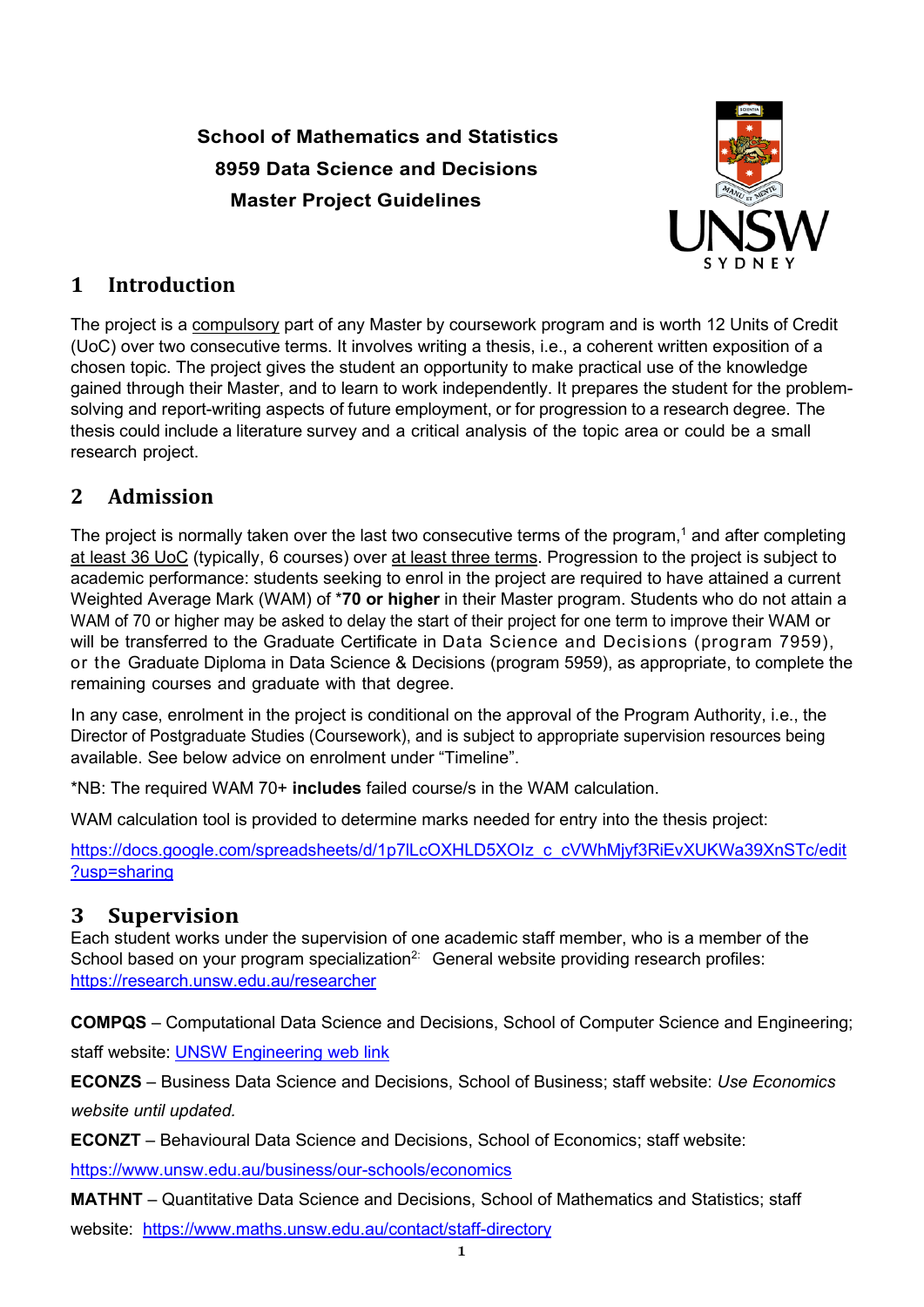**School of Mathematics and Statistics**

**8959 Data Science and Decisions**

**Master Project Guidelines**

# 1 Introduction

The project is a compulsory part of any Master by coursework program and is worth 12 Units of Credit (UoC) over two consecutive terms. It involves writing a thesis, i.e., a coherent written exposition of a chosen topic. The project gives the student an opportunity to make practical use of the knowledge gained through their Master, and to learn to work independently. It prepares the student for the problem-solving and report-writing aspects of future employment, or for progression to a research degree. The thesis could include a literature survey and a critical analysis of the topic area or could be a small research project.

# 2 Admission

The project is normally taken over the last two consecutive terms of the program,[1] and after completing at least 36 UoC (typically, 6 courses) over at least three terms. Progression to the project is subject to academic performance: students seeking to enrol in the project are required to have attained a current Weighted Average Mark (WAM) of ***70 or higher** in their Master program. Students who do not attain a WAM of 70 or higher may be asked to delay the start of their project for one term to improve their WAM or will be transferred to the Graduate Certificate in Data Science and Decisions (program 7959), or the Graduate Diploma in Data Science & Decisions (program 5959), as appropriate, to complete the remaining courses and graduate with that degree.

In any case, enrolment in the project is conditional on the approval of the Program Authority, i.e., the Director of Postgraduate Studies (Coursework), and is subject to appropriate supervision resources being available. See below advice on enrolment under "Timeline".

*NB: The required WAM 70+ **includes** failed course/s in the WAM calculation.

WAM calculation tool is provided to determine marks needed for entry into the thesis project:

https://docs.google.com/spreadsheets/d/1p7lLcOXHLD5XOIz_c_cVWhMjyf3RiEvXUKWa39XnSTc/edit?usp=sharing

# 3 Supervision

Each student works under the supervision of one academic staff member, who is a member of the School based on your program specialization[2]: General website providing research profiles: https://research.unsw.edu.au/researcher

**COMPQS** – Computational Data Science and Decisions, School of Computer Science and Engineering; staff website: UNSW Engineering web link

**ECONZS** – Business Data Science and Decisions, School of Business; staff website: *Use Economics website until updated.*

**ECONZT** – Behavioural Data Science and Decisions, School of Economics; staff website: https://www.unsw.edu.au/business/our-schools/economics

**MATHNT** – Quantitative Data Science and Decisions, School of Mathematics and Statistics; staff website: https://www.maths.unsw.edu.au/contact/staff-directory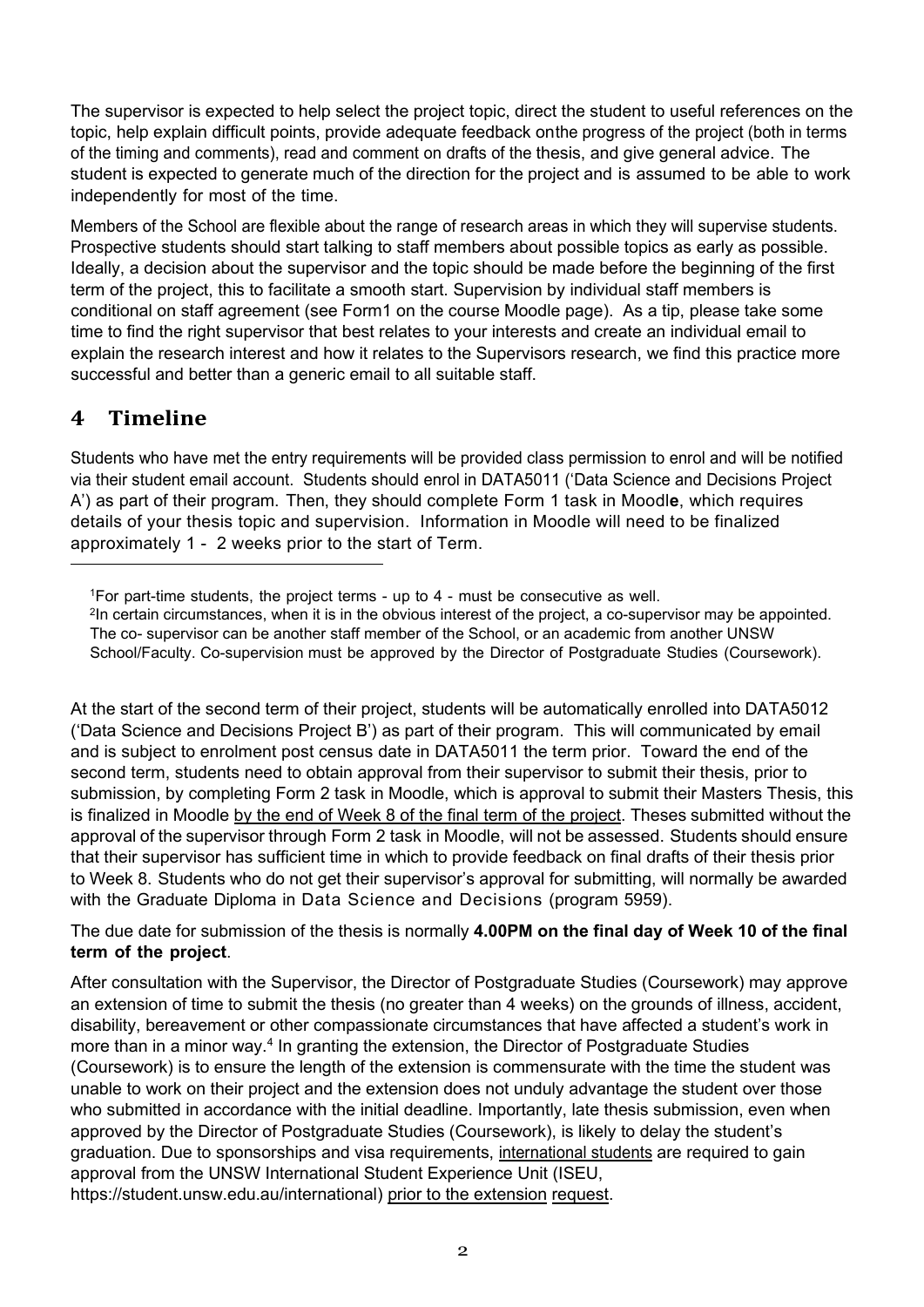The supervisor is expected to help select the project topic, direct the student to useful references on the topic, help explain difficult points, provide adequate feedback onthe progress of the project (both in terms of the timing and comments), read and comment on drafts of the thesis, and give general advice. The student is expected to generate much of the direction for the project and is assumed to be able to work independently for most of the time.

Members of the School are flexible about the range of research areas in which they will supervise students. Prospective students should start talking to staff members about possible topics as early as possible. Ideally, a decision about the supervisor and the topic should be made before the beginning of the first term of the project, this to facilitate a smooth start. Supervision by individual staff members is conditional on staff agreement (see Form1 on the course Moodle page). As a tip, please take some time to find the right supervisor that best relates to your interests and create an individual email to explain the research interest and how it relates to the Supervisors research, we find this practice more successful and better than a generic email to all suitable staff.

## 4 Timeline

Students who have met the entry requirements will be provided class permission to enrol and will be notified via their student email account. Students should enrol in DATA5011 ('Data Science and Decisions Project A') as part of their program. Then, they should complete Form 1 task in Moodl**e**, which requires details of your thesis topic and supervision. Information in Moodle will need to be finalized approximately 1 - 2 weeks prior to the start of Term.

[1]For part-time students, the project terms - up to 4 - must be consecutive as well.

[2]In certain circumstances, when it is in the obvious interest of the project, a co-supervisor may be appointed. The co- supervisor can be another staff member of the School, or an academic from another UNSW School/Faculty. Co-supervision must be approved by the Director of Postgraduate Studies (Coursework).

At the start of the second term of their project, students will be automatically enrolled into DATA5012 ('Data Science and Decisions Project B') as part of their program. This will communicated by email and is subject to enrolment post census date in DATA5011 the term prior. Toward the end of the second term, students need to obtain approval from their supervisor to submit their thesis, prior to submission, by completing Form 2 task in Moodle, which is approval to submit their Masters Thesis, this is finalized in Moodle by the end of Week 8 of the final term of the project. Theses submitted without the approval of the supervisor through Form 2 task in Moodle, will not be assessed. Students should ensure that their supervisor has sufficient time in which to provide feedback on final drafts of their thesis prior to Week 8. Students who do not get their supervisor's approval for submitting, will normally be awarded with the Graduate Diploma in Data Science and Decisions (program 5959).

The due date for submission of the thesis is normally **4.00PM on the final day of Week 10 of the final term of the project**.

After consultation with the Supervisor, the Director of Postgraduate Studies (Coursework) may approve an extension of time to submit the thesis (no greater than 4 weeks) on the grounds of illness, accident, disability, bereavement or other compassionate circumstances that have affected a student's work in more than in a minor way.[4] In granting the extension, the Director of Postgraduate Studies (Coursework) is to ensure the length of the extension is commensurate with the time the student was unable to work on their project and the extension does not unduly advantage the student over those who submitted in accordance with the initial deadline. Importantly, late thesis submission, even when approved by the Director of Postgraduate Studies (Coursework), is likely to delay the student's graduation. Due to sponsorships and visa requirements, international students are required to gain approval from the UNSW International Student Experience Unit (ISEU, https://student.unsw.edu.au/international) prior to the extension request.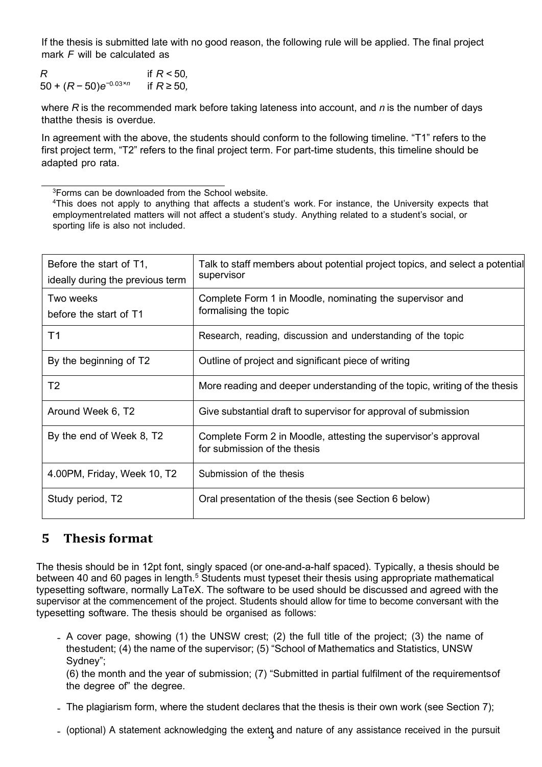If the thesis is submitted late with no good reason, the following rule will be applied. The final project mark $F$ will be calculated as

$$
F = \begin{cases} R & \text{if } R < 50, \\ 50 + (R - 50)e^{-0.03 \times n} & \text{if } R \geq 50, \end{cases}
$$

where $R$ is the recommended mark before taking lateness into account, and $n$ is the number of days thatthe thesis is overdue.

In agreement with the above, the students should conform to the following timeline. "T1" refers to the first project term, "T2" refers to the final project term. For part-time students, this timeline should be adapted pro rata.

[3] Forms can be downloaded from the School website.

[4] This does not apply to anything that affects a student's work. For instance, the University expects that employmentrelated matters will not affect a student's study. Anything related to a student's social, or sporting life is also not included.

| Before the start of T1, ideally during the previous term | Talk to staff members about potential project topics, and select a potential supervisor |
|---|---|
| Two weeks before the start of T1 | Complete Form 1 in Moodle, nominating the supervisor and formalising the topic |
| T1 | Research, reading, discussion and understanding of the topic |
| By the beginning of T2 | Outline of project and significant piece of writing |
| T2 | More reading and deeper understanding of the topic, writing of the thesis |
| Around Week 6, T2 | Give substantial draft to supervisor for approval of submission |
| By the end of Week 8, T2 | Complete Form 2 in Moodle, attesting the supervisor's approval for submission of the thesis |
| 4.00PM, Friday, Week 10, T2 | Submission of the thesis |
| Study period, T2 | Oral presentation of the thesis (see Section 6 below) |

## 5 Thesis format

The thesis should be in 12pt font, singly spaced (or one-and-a-half spaced). Typically, a thesis should be between 40 and 60 pages in length.[5] Students must typeset their thesis using appropriate mathematical typesetting software, normally LaTeX. The software to be used should be discussed and agreed with the supervisor at the commencement of the project. Students should allow for time to become conversant with the typesetting software. The thesis should be organised as follows:

- A cover page, showing (1) the UNSW crest; (2) the full title of the project; (3) the name of thestudent; (4) the name of the supervisor; (5) "School of Mathematics and Statistics, UNSW Sydney";
  (6) the month and the year of submission; (7) "Submitted in partial fulfilment of the requirementsof the degree of" the degree.
- The plagiarism form, where the student declares that the thesis is their own work (see Section 7);
- (optional) A statement acknowledging the extent and nature of any assistance received in the pursuit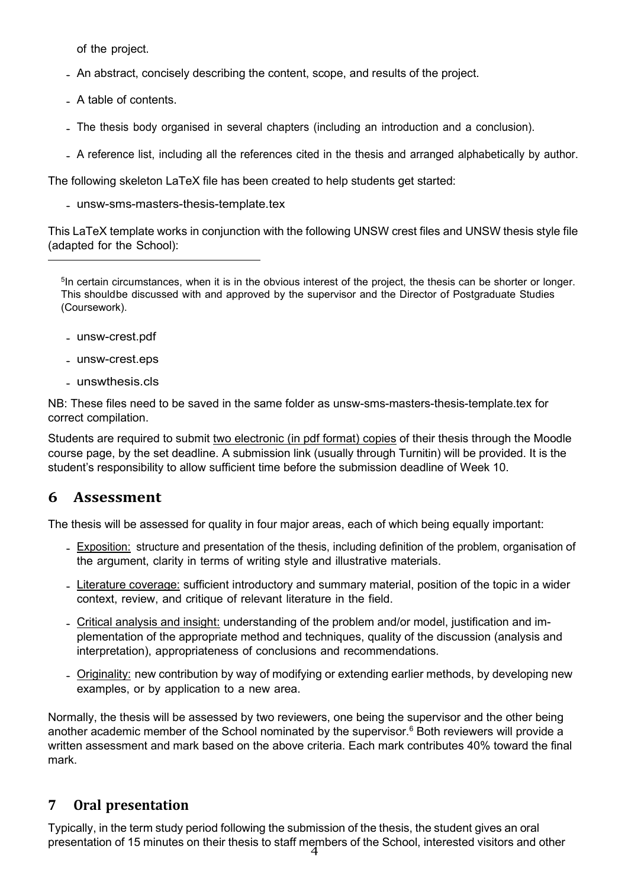of the project.

- An abstract, concisely describing the content, scope, and results of the project.
- A table of contents.
- The thesis body organised in several chapters (including an introduction and a conclusion).
- A reference list, including all the references cited in the thesis and arranged alphabetically by author.

The following skeleton LaTeX file has been created to help students get started:

- unsw-sms-masters-thesis-template.tex

This LaTeX template works in conjunction with the following UNSW crest files and UNSW thesis style file (adapted for the School):

- unsw-crest.pdf
- unsw-crest.eps
- unswthesis.cls

NB: These files need to be saved in the same folder as unsw-sms-masters-thesis-template.tex for correct compilation.

Students are required to submit two electronic (in pdf format) copies of their thesis through the Moodle course page, by the set deadline. A submission link (usually through Turnitin) will be provided. It is the student's responsibility to allow sufficient time before the submission deadline of Week 10.

## 6 Assessment

The thesis will be assessed for quality in four major areas, each of which being equally important:

- Exposition: structure and presentation of the thesis, including definition of the problem, organisation of the argument, clarity in terms of writing style and illustrative materials.
- Literature coverage: sufficient introductory and summary material, position of the topic in a wider context, review, and critique of relevant literature in the field.
- Critical analysis and insight: understanding of the problem and/or model, justification and implementation of the appropriate method and techniques, quality of the discussion (analysis and interpretation), appropriateness of conclusions and recommendations.
- Originality: new contribution by way of modifying or extending earlier methods, by developing new examples, or by application to a new area.

Normally, the thesis will be assessed by two reviewers, one being the supervisor and the other being another academic member of the School nominated by the supervisor.[6] Both reviewers will provide a written assessment and mark based on the above criteria. Each mark contributes 40% toward the final mark.

## 7 Oral presentation

Typically, in the term study period following the submission of the thesis, the student gives an oral presentation of 15 minutes on their thesis to staff members of the School, interested visitors and other

---

[5] In certain circumstances, when it is in the obvious interest of the project, the thesis can be shorter or longer. This shouldbe discussed with and approved by the supervisor and the Director of Postgraduate Studies (Coursework).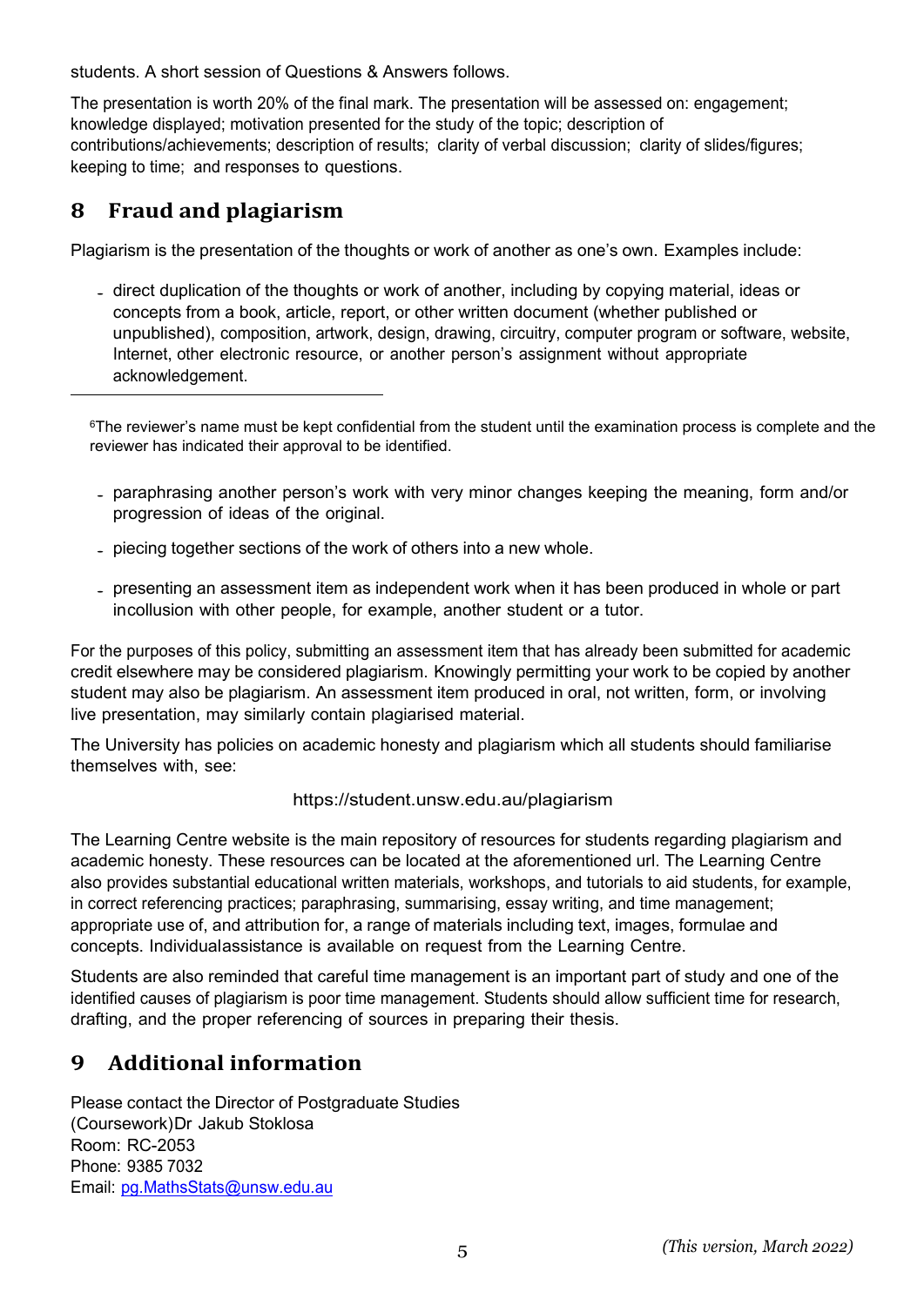students. A short session of Questions & Answers follows.

The presentation is worth 20% of the final mark. The presentation will be assessed on: engagement; knowledge displayed; motivation presented for the study of the topic; description of contributions/achievements; description of results; clarity of verbal discussion; clarity of slides/figures; keeping to time; and responses to questions.

## 8 Fraud and plagiarism

Plagiarism is the presentation of the thoughts or work of another as one's own. Examples include:

- direct duplication of the thoughts or work of another, including by copying material, ideas or concepts from a book, article, report, or other written document (whether published or unpublished), composition, artwork, design, drawing, circuitry, computer program or software, website, Internet, other electronic resource, or another person's assignment without appropriate acknowledgement.
- paraphrasing another person's work with very minor changes keeping the meaning, form and/or progression of ideas of the original.
- piecing together sections of the work of others into a new whole.
- presenting an assessment item as independent work when it has been produced in whole or part incollusion with other people, for example, another student or a tutor.

For the purposes of this policy, submitting an assessment item that has already been submitted for academic credit elsewhere may be considered plagiarism. Knowingly permitting your work to be copied by another student may also be plagiarism. An assessment item produced in oral, not written, form, or involving live presentation, may similarly contain plagiarised material.

The University has policies on academic honesty and plagiarism which all students should familiarise themselves with, see:

https://student.unsw.edu.au/plagiarism

The Learning Centre website is the main repository of resources for students regarding plagiarism and academic honesty. These resources can be located at the aforementioned url. The Learning Centre also provides substantial educational written materials, workshops, and tutorials to aid students, for example, in correct referencing practices; paraphrasing, summarising, essay writing, and time management; appropriate use of, and attribution for, a range of materials including text, images, formulae and concepts. Individualassistance is available on request from the Learning Centre.

Students are also reminded that careful time management is an important part of study and one of the identified causes of plagiarism is poor time management. Students should allow sufficient time for research, drafting, and the proper referencing of sources in preparing their thesis.

## 9 Additional information

Please contact the Director of Postgraduate Studies (Coursework)Dr Jakub Stoklosa
Room: RC-2053
Phone: 9385 7032
Email: pg.MathsStats@unsw.edu.au

[6] The reviewer's name must be kept confidential from the student until the examination process is complete and the reviewer has indicated their approval to be identified.

*(This version, March 2022)*